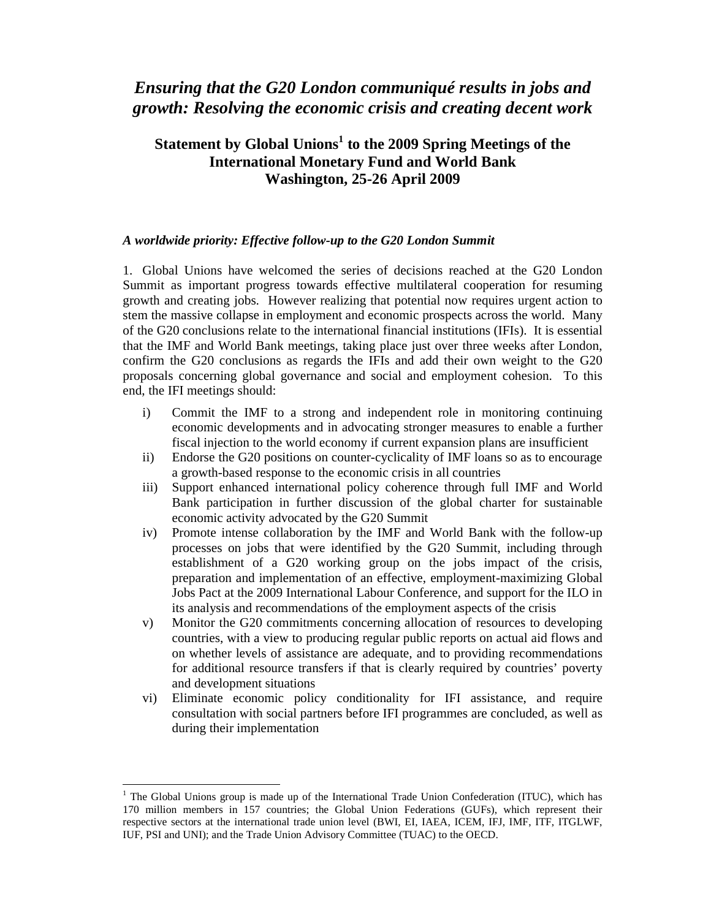# *Ensuring that the G20 London communiqué results in jobs and growth: Resolving the economic crisis and creating decent work*

## Statement by Global Unions[1] to the 2009 Spring Meetings of the International Monetary Fund and World Bank Washington, 25-26 April 2009

### *A worldwide priority: Effective follow-up to the G20 London Summit*

1. Global Unions have welcomed the series of decisions reached at the G20 London Summit as important progress towards effective multilateral cooperation for resuming growth and creating jobs. However realizing that potential now requires urgent action to stem the massive collapse in employment and economic prospects across the world. Many of the G20 conclusions relate to the international financial institutions (IFIs). It is essential that the IMF and World Bank meetings, taking place just over three weeks after London, confirm the G20 conclusions as regards the IFIs and add their own weight to the G20 proposals concerning global governance and social and employment cohesion. To this end, the IFI meetings should:

i) Commit the IMF to a strong and independent role in monitoring continuing economic developments and in advocating stronger measures to enable a further fiscal injection to the world economy if current expansion plans are insufficient

ii) Endorse the G20 positions on counter-cyclicality of IMF loans so as to encourage a growth-based response to the economic crisis in all countries

iii) Support enhanced international policy coherence through full IMF and World Bank participation in further discussion of the global charter for sustainable economic activity advocated by the G20 Summit

iv) Promote intense collaboration by the IMF and World Bank with the follow-up processes on jobs that were identified by the G20 Summit, including through establishment of a G20 working group on the jobs impact of the crisis, preparation and implementation of an effective, employment-maximizing Global Jobs Pact at the 2009 International Labour Conference, and support for the ILO in its analysis and recommendations of the employment aspects of the crisis

v) Monitor the G20 commitments concerning allocation of resources to developing countries, with a view to producing regular public reports on actual aid flows and on whether levels of assistance are adequate, and to providing recommendations for additional resource transfers if that is clearly required by countries' poverty and development situations

vi) Eliminate economic policy conditionality for IFI assistance, and require consultation with social partners before IFI programmes are concluded, as well as during their implementation

---

[1] The Global Unions group is made up of the International Trade Union Confederation (ITUC), which has 170 million members in 157 countries; the Global Union Federations (GUFs), which represent their respective sectors at the international trade union level (BWI, EI, IAEA, ICEM, IFJ, IMF, ITF, ITGLWF, IUF, PSI and UNI); and the Trade Union Advisory Committee (TUAC) to the OECD.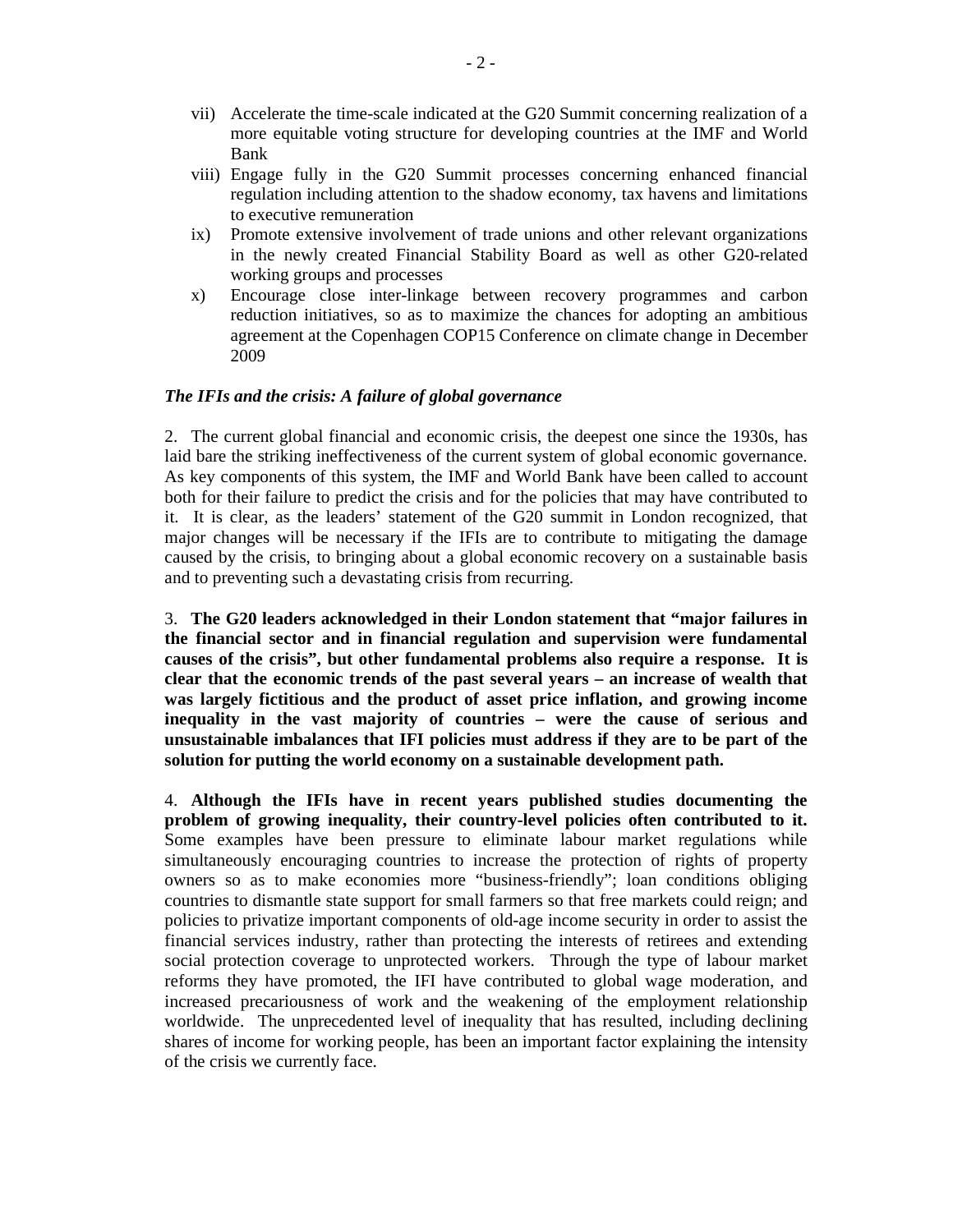vii) Accelerate the time-scale indicated at the G20 Summit concerning realization of a more equitable voting structure for developing countries at the IMF and World Bank

viii) Engage fully in the G20 Summit processes concerning enhanced financial regulation including attention to the shadow economy, tax havens and limitations to executive remuneration

ix) Promote extensive involvement of trade unions and other relevant organizations in the newly created Financial Stability Board as well as other G20-related working groups and processes

x) Encourage close inter-linkage between recovery programmes and carbon reduction initiatives, so as to maximize the chances for adopting an ambitious agreement at the Copenhagen COP15 Conference on climate change in December 2009

***The IFIs and the crisis: A failure of global governance***

2. The current global financial and economic crisis, the deepest one since the 1930s, has laid bare the striking ineffectiveness of the current system of global economic governance. As key components of this system, the IMF and World Bank have been called to account both for their failure to predict the crisis and for the policies that may have contributed to it. It is clear, as the leaders' statement of the G20 summit in London recognized, that major changes will be necessary if the IFIs are to contribute to mitigating the damage caused by the crisis, to bringing about a global economic recovery on a sustainable basis and to preventing such a devastating crisis from recurring.

3. **The G20 leaders acknowledged in their London statement that "major failures in the financial sector and in financial regulation and supervision were fundamental causes of the crisis", but other fundamental problems also require a response. It is clear that the economic trends of the past several years – an increase of wealth that was largely fictitious and the product of asset price inflation, and growing income inequality in the vast majority of countries – were the cause of serious and unsustainable imbalances that IFI policies must address if they are to be part of the solution for putting the world economy on a sustainable development path.**

4. **Although the IFIs have in recent years published studies documenting the problem of growing inequality, their country-level policies often contributed to it.** Some examples have been pressure to eliminate labour market regulations while simultaneously encouraging countries to increase the protection of rights of property owners so as to make economies more "business-friendly"; loan conditions obliging countries to dismantle state support for small farmers so that free markets could reign; and policies to privatize important components of old-age income security in order to assist the financial services industry, rather than protecting the interests of retirees and extending social protection coverage to unprotected workers. Through the type of labour market reforms they have promoted, the IFI have contributed to global wage moderation, and increased precariousness of work and the weakening of the employment relationship worldwide. The unprecedented level of inequality that has resulted, including declining shares of income for working people, has been an important factor explaining the intensity of the crisis we currently face.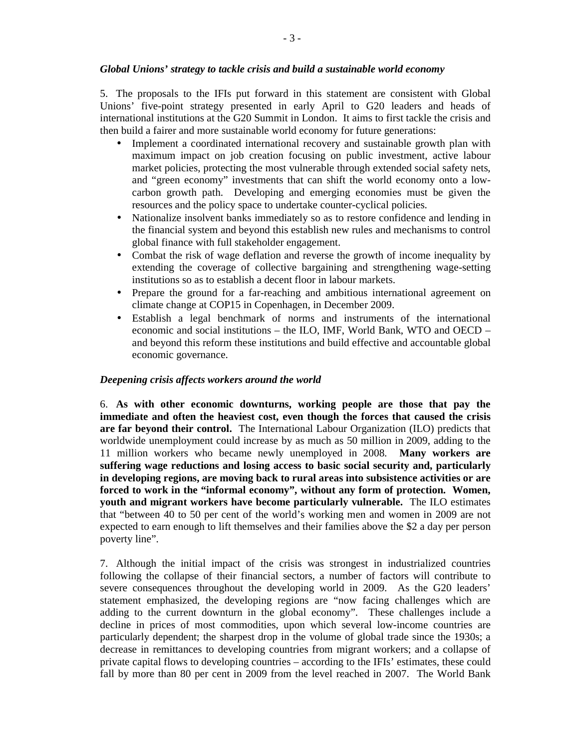*Global Unions' strategy to tackle crisis and build a sustainable world economy*

5. The proposals to the IFIs put forward in this statement are consistent with Global Unions' five-point strategy presented in early April to G20 leaders and heads of international institutions at the G20 Summit in London. It aims to first tackle the crisis and then build a fairer and more sustainable world economy for future generations:

- Implement a coordinated international recovery and sustainable growth plan with maximum impact on job creation focusing on public investment, active labour market policies, protecting the most vulnerable through extended social safety nets, and "green economy" investments that can shift the world economy onto a low-carbon growth path. Developing and emerging economies must be given the resources and the policy space to undertake counter-cyclical policies.
- Nationalize insolvent banks immediately so as to restore confidence and lending in the financial system and beyond this establish new rules and mechanisms to control global finance with full stakeholder engagement.
- Combat the risk of wage deflation and reverse the growth of income inequality by extending the coverage of collective bargaining and strengthening wage-setting institutions so as to establish a decent floor in labour markets.
- Prepare the ground for a far-reaching and ambitious international agreement on climate change at COP15 in Copenhagen, in December 2009.
- Establish a legal benchmark of norms and instruments of the international economic and social institutions – the ILO, IMF, World Bank, WTO and OECD – and beyond this reform these institutions and build effective and accountable global economic governance.

*Deepening crisis affects workers around the world*

6. **As with other economic downturns, working people are those that pay the immediate and often the heaviest cost, even though the forces that caused the crisis are far beyond their control.** The International Labour Organization (ILO) predicts that worldwide unemployment could increase by as much as 50 million in 2009, adding to the 11 million workers who became newly unemployed in 2008. **Many workers are suffering wage reductions and losing access to basic social security and, particularly in developing regions, are moving back to rural areas into subsistence activities or are forced to work in the "informal economy", without any form of protection. Women, youth and migrant workers have become particularly vulnerable.** The ILO estimates that "between 40 to 50 per cent of the world's working men and women in 2009 are not expected to earn enough to lift themselves and their families above the $2 a day per person poverty line".

7. Although the initial impact of the crisis was strongest in industrialized countries following the collapse of their financial sectors, a number of factors will contribute to severe consequences throughout the developing world in 2009. As the G20 leaders' statement emphasized, the developing regions are "now facing challenges which are adding to the current downturn in the global economy". These challenges include a decline in prices of most commodities, upon which several low-income countries are particularly dependent; the sharpest drop in the volume of global trade since the 1930s; a decrease in remittances to developing countries from migrant workers; and a collapse of private capital flows to developing countries – according to the IFIs' estimates, these could fall by more than 80 per cent in 2009 from the level reached in 2007. The World Bank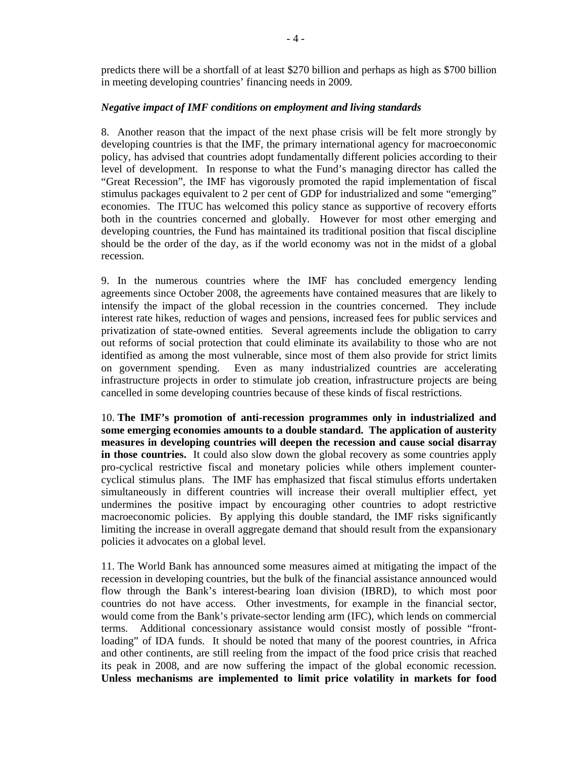predicts there will be a shortfall of at least $270 billion and perhaps as high as $700 billion in meeting developing countries' financing needs in 2009.

***Negative impact of IMF conditions on employment and living standards***

8. Another reason that the impact of the next phase crisis will be felt more strongly by developing countries is that the IMF, the primary international agency for macroeconomic policy, has advised that countries adopt fundamentally different policies according to their level of development. In response to what the Fund's managing director has called the "Great Recession", the IMF has vigorously promoted the rapid implementation of fiscal stimulus packages equivalent to 2 per cent of GDP for industrialized and some "emerging" economies. The ITUC has welcomed this policy stance as supportive of recovery efforts both in the countries concerned and globally. However for most other emerging and developing countries, the Fund has maintained its traditional position that fiscal discipline should be the order of the day, as if the world economy was not in the midst of a global recession.

9. In the numerous countries where the IMF has concluded emergency lending agreements since October 2008, the agreements have contained measures that are likely to intensify the impact of the global recession in the countries concerned. They include interest rate hikes, reduction of wages and pensions, increased fees for public services and privatization of state-owned entities. Several agreements include the obligation to carry out reforms of social protection that could eliminate its availability to those who are not identified as among the most vulnerable, since most of them also provide for strict limits on government spending. Even as many industrialized countries are accelerating infrastructure projects in order to stimulate job creation, infrastructure projects are being cancelled in some developing countries because of these kinds of fiscal restrictions.

10. **The IMF's promotion of anti-recession programmes only in industrialized and some emerging economies amounts to a double standard. The application of austerity measures in developing countries will deepen the recession and cause social disarray in those countries.** It could also slow down the global recovery as some countries apply pro-cyclical restrictive fiscal and monetary policies while others implement counter-cyclical stimulus plans. The IMF has emphasized that fiscal stimulus efforts undertaken simultaneously in different countries will increase their overall multiplier effect, yet undermines the positive impact by encouraging other countries to adopt restrictive macroeconomic policies. By applying this double standard, the IMF risks significantly limiting the increase in overall aggregate demand that should result from the expansionary policies it advocates on a global level.

11. The World Bank has announced some measures aimed at mitigating the impact of the recession in developing countries, but the bulk of the financial assistance announced would flow through the Bank's interest-bearing loan division (IBRD), to which most poor countries do not have access. Other investments, for example in the financial sector, would come from the Bank's private-sector lending arm (IFC), which lends on commercial terms. Additional concessionary assistance would consist mostly of possible "front-loading" of IDA funds. It should be noted that many of the poorest countries, in Africa and other continents, are still reeling from the impact of the food price crisis that reached its peak in 2008, and are now suffering the impact of the global economic recession. **Unless mechanisms are implemented to limit price volatility in markets for food**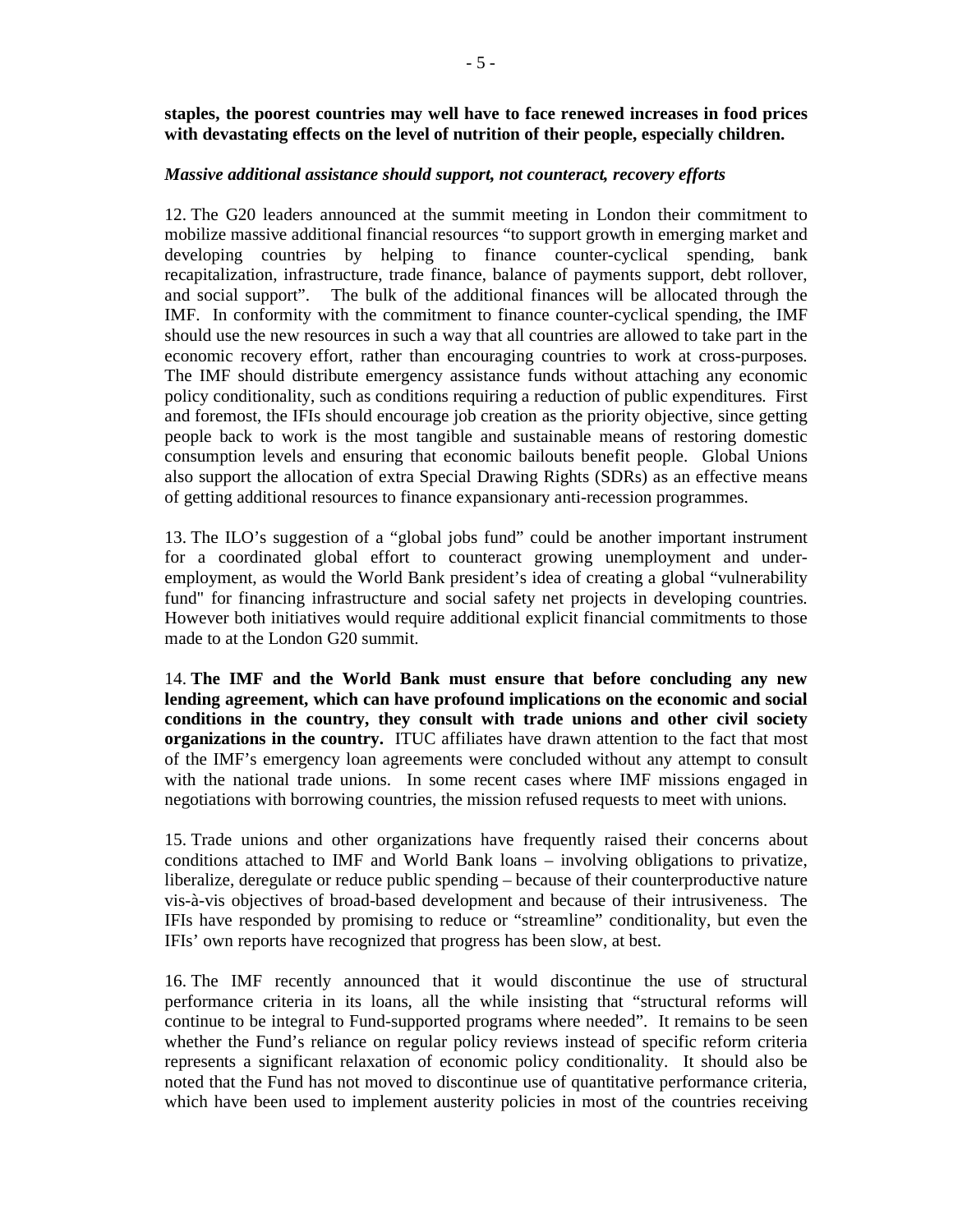**staples, the poorest countries may well have to face renewed increases in food prices with devastating effects on the level of nutrition of their people, especially children.**

***Massive additional assistance should support, not counteract, recovery efforts***

12. The G20 leaders announced at the summit meeting in London their commitment to mobilize massive additional financial resources "to support growth in emerging market and developing countries by helping to finance counter-cyclical spending, bank recapitalization, infrastructure, trade finance, balance of payments support, debt rollover, and social support". The bulk of the additional finances will be allocated through the IMF. In conformity with the commitment to finance counter-cyclical spending, the IMF should use the new resources in such a way that all countries are allowed to take part in the economic recovery effort, rather than encouraging countries to work at cross-purposes. The IMF should distribute emergency assistance funds without attaching any economic policy conditionality, such as conditions requiring a reduction of public expenditures. First and foremost, the IFIs should encourage job creation as the priority objective, since getting people back to work is the most tangible and sustainable means of restoring domestic consumption levels and ensuring that economic bailouts benefit people. Global Unions also support the allocation of extra Special Drawing Rights (SDRs) as an effective means of getting additional resources to finance expansionary anti-recession programmes.

13. The ILO's suggestion of a "global jobs fund" could be another important instrument for a coordinated global effort to counteract growing unemployment and under-employment, as would the World Bank president's idea of creating a global "vulnerability fund" for financing infrastructure and social safety net projects in developing countries. However both initiatives would require additional explicit financial commitments to those made to at the London G20 summit.

14. **The IMF and the World Bank must ensure that before concluding any new lending agreement, which can have profound implications on the economic and social conditions in the country, they consult with trade unions and other civil society organizations in the country.** ITUC affiliates have drawn attention to the fact that most of the IMF's emergency loan agreements were concluded without any attempt to consult with the national trade unions. In some recent cases where IMF missions engaged in negotiations with borrowing countries, the mission refused requests to meet with unions.

15. Trade unions and other organizations have frequently raised their concerns about conditions attached to IMF and World Bank loans – involving obligations to privatize, liberalize, deregulate or reduce public spending – because of their counterproductive nature vis-à-vis objectives of broad-based development and because of their intrusiveness. The IFIs have responded by promising to reduce or "streamline" conditionality, but even the IFIs' own reports have recognized that progress has been slow, at best.

16. The IMF recently announced that it would discontinue the use of structural performance criteria in its loans, all the while insisting that "structural reforms will continue to be integral to Fund-supported programs where needed". It remains to be seen whether the Fund's reliance on regular policy reviews instead of specific reform criteria represents a significant relaxation of economic policy conditionality. It should also be noted that the Fund has not moved to discontinue use of quantitative performance criteria, which have been used to implement austerity policies in most of the countries receiving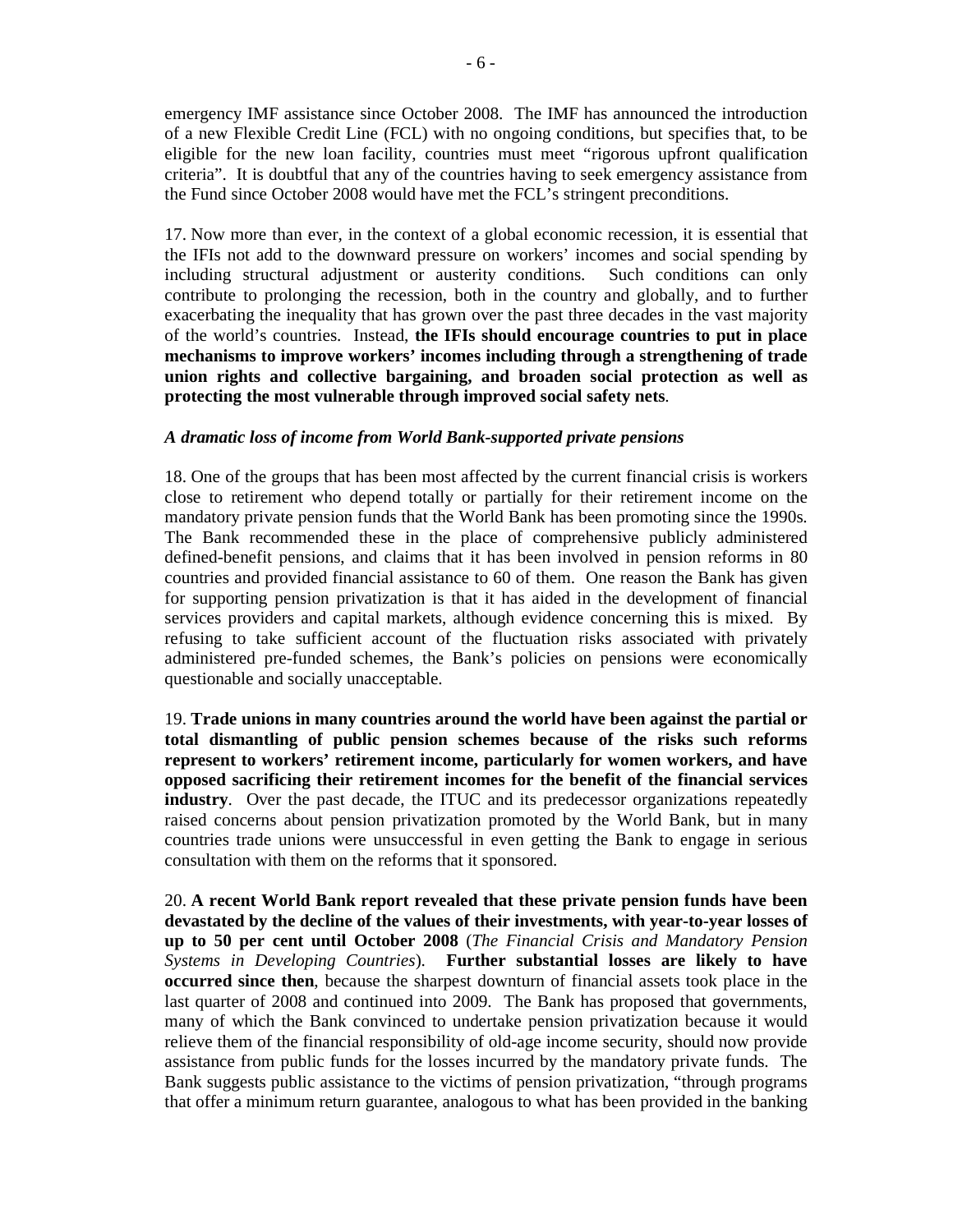emergency IMF assistance since October 2008. The IMF has announced the introduction of a new Flexible Credit Line (FCL) with no ongoing conditions, but specifies that, to be eligible for the new loan facility, countries must meet "rigorous upfront qualification criteria". It is doubtful that any of the countries having to seek emergency assistance from the Fund since October 2008 would have met the FCL's stringent preconditions.

17. Now more than ever, in the context of a global economic recession, it is essential that the IFIs not add to the downward pressure on workers' incomes and social spending by including structural adjustment or austerity conditions. Such conditions can only contribute to prolonging the recession, both in the country and globally, and to further exacerbating the inequality that has grown over the past three decades in the vast majority of the world's countries. Instead, **the IFIs should encourage countries to put in place mechanisms to improve workers' incomes including through a strengthening of trade union rights and collective bargaining, and broaden social protection as well as protecting the most vulnerable through improved social safety nets**.

*A dramatic loss of income from World Bank-supported private pensions*

18. One of the groups that has been most affected by the current financial crisis is workers close to retirement who depend totally or partially for their retirement income on the mandatory private pension funds that the World Bank has been promoting since the 1990s. The Bank recommended these in the place of comprehensive publicly administered defined-benefit pensions, and claims that it has been involved in pension reforms in 80 countries and provided financial assistance to 60 of them. One reason the Bank has given for supporting pension privatization is that it has aided in the development of financial services providers and capital markets, although evidence concerning this is mixed. By refusing to take sufficient account of the fluctuation risks associated with privately administered pre-funded schemes, the Bank's policies on pensions were economically questionable and socially unacceptable.

19. **Trade unions in many countries around the world have been against the partial or total dismantling of public pension schemes because of the risks such reforms represent to workers' retirement income, particularly for women workers, and have opposed sacrificing their retirement incomes for the benefit of the financial services industry**. Over the past decade, the ITUC and its predecessor organizations repeatedly raised concerns about pension privatization promoted by the World Bank, but in many countries trade unions were unsuccessful in even getting the Bank to engage in serious consultation with them on the reforms that it sponsored.

20. **A recent World Bank report revealed that these private pension funds have been devastated by the decline of the values of their investments, with year-to-year losses of up to 50 per cent until October 2008** (*The Financial Crisis and Mandatory Pension Systems in Developing Countries*). **Further substantial losses are likely to have occurred since then**, because the sharpest downturn of financial assets took place in the last quarter of 2008 and continued into 2009. The Bank has proposed that governments, many of which the Bank convinced to undertake pension privatization because it would relieve them of the financial responsibility of old-age income security, should now provide assistance from public funds for the losses incurred by the mandatory private funds. The Bank suggests public assistance to the victims of pension privatization, "through programs that offer a minimum return guarantee, analogous to what has been provided in the banking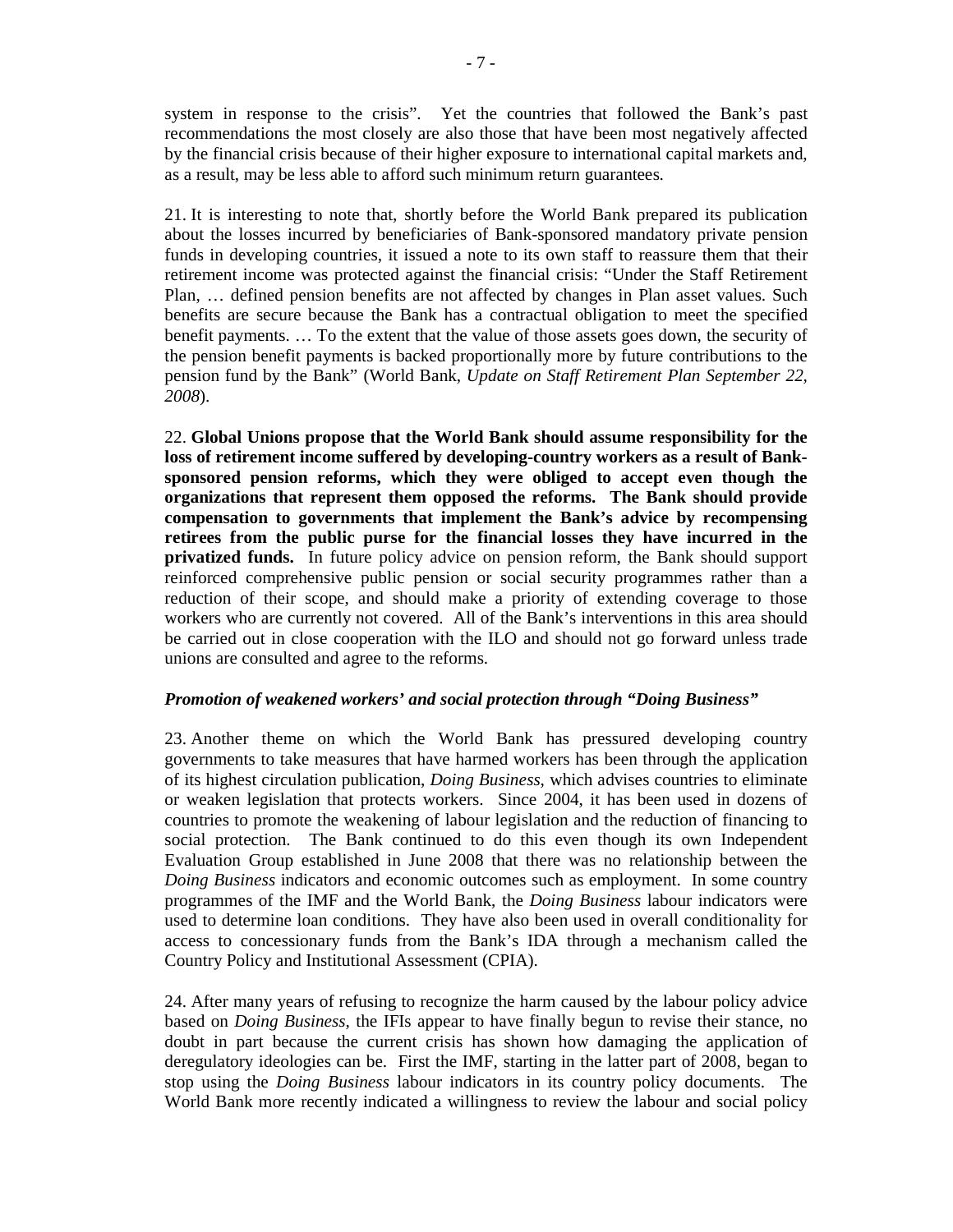system in response to the crisis". Yet the countries that followed the Bank's past recommendations the most closely are also those that have been most negatively affected by the financial crisis because of their higher exposure to international capital markets and, as a result, may be less able to afford such minimum return guarantees.

21. It is interesting to note that, shortly before the World Bank prepared its publication about the losses incurred by beneficiaries of Bank-sponsored mandatory private pension funds in developing countries, it issued a note to its own staff to reassure them that their retirement income was protected against the financial crisis: "Under the Staff Retirement Plan, … defined pension benefits are not affected by changes in Plan asset values. Such benefits are secure because the Bank has a contractual obligation to meet the specified benefit payments. … To the extent that the value of those assets goes down, the security of the pension benefit payments is backed proportionally more by future contributions to the pension fund by the Bank" (World Bank, *Update on Staff Retirement Plan September 22, 2008*).

22. **Global Unions propose that the World Bank should assume responsibility for the loss of retirement income suffered by developing-country workers as a result of Bank-sponsored pension reforms, which they were obliged to accept even though the organizations that represent them opposed the reforms. The Bank should provide compensation to governments that implement the Bank's advice by recompensing retirees from the public purse for the financial losses they have incurred in the privatized funds.** In future policy advice on pension reform, the Bank should support reinforced comprehensive public pension or social security programmes rather than a reduction of their scope, and should make a priority of extending coverage to those workers who are currently not covered. All of the Bank's interventions in this area should be carried out in close cooperation with the ILO and should not go forward unless trade unions are consulted and agree to the reforms.

***Promotion of weakened workers' and social protection through "Doing Business"***

23. Another theme on which the World Bank has pressured developing country governments to take measures that have harmed workers has been through the application of its highest circulation publication, *Doing Business,* which advises countries to eliminate or weaken legislation that protects workers. Since 2004, it has been used in dozens of countries to promote the weakening of labour legislation and the reduction of financing to social protection. The Bank continued to do this even though its own Independent Evaluation Group established in June 2008 that there was no relationship between the *Doing Business* indicators and economic outcomes such as employment. In some country programmes of the IMF and the World Bank, the *Doing Business* labour indicators were used to determine loan conditions. They have also been used in overall conditionality for access to concessionary funds from the Bank's IDA through a mechanism called the Country Policy and Institutional Assessment (CPIA).

24. After many years of refusing to recognize the harm caused by the labour policy advice based on *Doing Business*, the IFIs appear to have finally begun to revise their stance, no doubt in part because the current crisis has shown how damaging the application of deregulatory ideologies can be. First the IMF, starting in the latter part of 2008, began to stop using the *Doing Business* labour indicators in its country policy documents. The World Bank more recently indicated a willingness to review the labour and social policy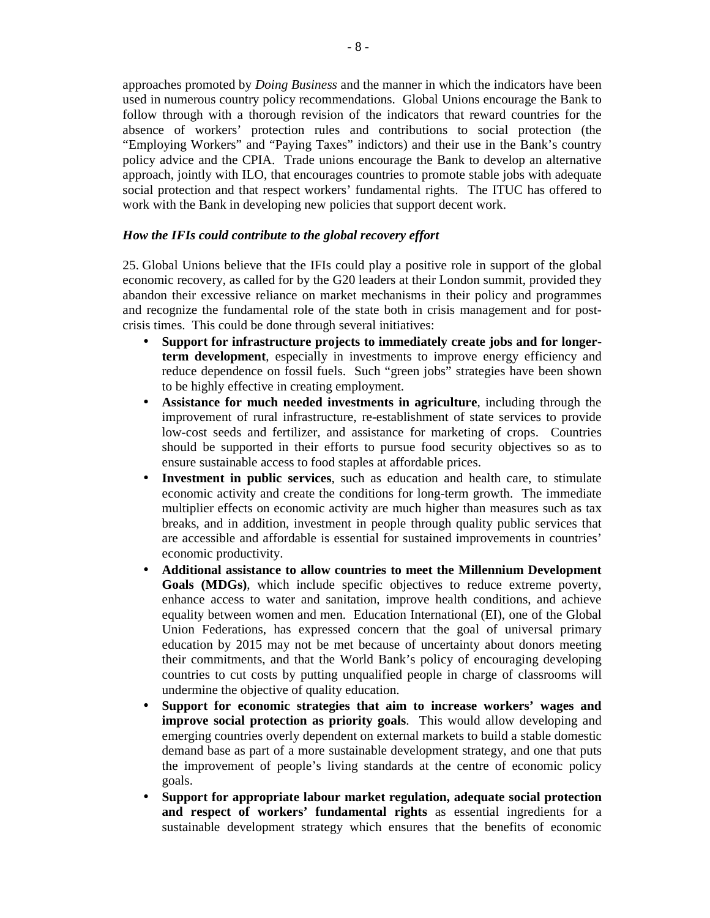approaches promoted by *Doing Business* and the manner in which the indicators have been used in numerous country policy recommendations. Global Unions encourage the Bank to follow through with a thorough revision of the indicators that reward countries for the absence of workers' protection rules and contributions to social protection (the "Employing Workers" and "Paying Taxes" indictors) and their use in the Bank's country policy advice and the CPIA. Trade unions encourage the Bank to develop an alternative approach, jointly with ILO, that encourages countries to promote stable jobs with adequate social protection and that respect workers' fundamental rights. The ITUC has offered to work with the Bank in developing new policies that support decent work.

### *How the IFIs could contribute to the global recovery effort*

25. Global Unions believe that the IFIs could play a positive role in support of the global economic recovery, as called for by the G20 leaders at their London summit, provided they abandon their excessive reliance on market mechanisms in their policy and programmes and recognize the fundamental role of the state both in crisis management and for post-crisis times. This could be done through several initiatives:

- **Support for infrastructure projects to immediately create jobs and for longer-term development**, especially in investments to improve energy efficiency and reduce dependence on fossil fuels. Such "green jobs" strategies have been shown to be highly effective in creating employment.
- **Assistance for much needed investments in agriculture**, including through the improvement of rural infrastructure, re-establishment of state services to provide low-cost seeds and fertilizer, and assistance for marketing of crops. Countries should be supported in their efforts to pursue food security objectives so as to ensure sustainable access to food staples at affordable prices.
- **Investment in public services**, such as education and health care, to stimulate economic activity and create the conditions for long-term growth. The immediate multiplier effects on economic activity are much higher than measures such as tax breaks, and in addition, investment in people through quality public services that are accessible and affordable is essential for sustained improvements in countries' economic productivity.
- **Additional assistance to allow countries to meet the Millennium Development Goals (MDGs)**, which include specific objectives to reduce extreme poverty, enhance access to water and sanitation, improve health conditions, and achieve equality between women and men. Education International (EI), one of the Global Union Federations, has expressed concern that the goal of universal primary education by 2015 may not be met because of uncertainty about donors meeting their commitments, and that the World Bank's policy of encouraging developing countries to cut costs by putting unqualified people in charge of classrooms will undermine the objective of quality education.
- **Support for economic strategies that aim to increase workers' wages and improve social protection as priority goals**. This would allow developing and emerging countries overly dependent on external markets to build a stable domestic demand base as part of a more sustainable development strategy, and one that puts the improvement of people's living standards at the centre of economic policy goals.
- **Support for appropriate labour market regulation, adequate social protection and respect of workers' fundamental rights** as essential ingredients for a sustainable development strategy which ensures that the benefits of economic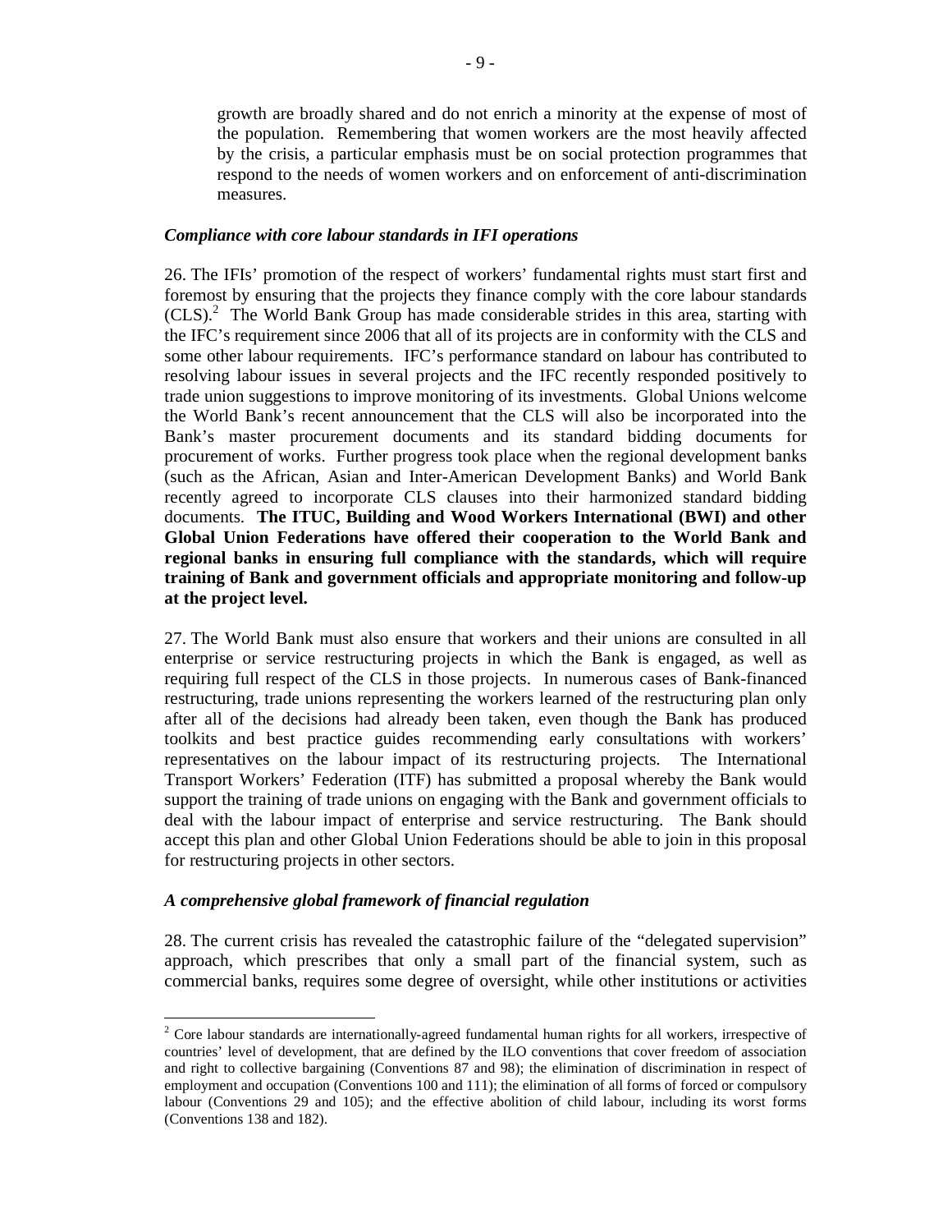growth are broadly shared and do not enrich a minority at the expense of most of the population. Remembering that women workers are the most heavily affected by the crisis, a particular emphasis must be on social protection programmes that respond to the needs of women workers and on enforcement of anti-discrimination measures.

### *Compliance with core labour standards in IFI operations*

26. The IFIs' promotion of the respect of workers' fundamental rights must start first and foremost by ensuring that the projects they finance comply with the core labour standards (CLS).[2] The World Bank Group has made considerable strides in this area, starting with the IFC's requirement since 2006 that all of its projects are in conformity with the CLS and some other labour requirements. IFC's performance standard on labour has contributed to resolving labour issues in several projects and the IFC recently responded positively to trade union suggestions to improve monitoring of its investments. Global Unions welcome the World Bank's recent announcement that the CLS will also be incorporated into the Bank's master procurement documents and its standard bidding documents for procurement of works. Further progress took place when the regional development banks (such as the African, Asian and Inter-American Development Banks) and World Bank recently agreed to incorporate CLS clauses into their harmonized standard bidding documents. **The ITUC, Building and Wood Workers International (BWI) and other Global Union Federations have offered their cooperation to the World Bank and regional banks in ensuring full compliance with the standards, which will require training of Bank and government officials and appropriate monitoring and follow-up at the project level.**

27. The World Bank must also ensure that workers and their unions are consulted in all enterprise or service restructuring projects in which the Bank is engaged, as well as requiring full respect of the CLS in those projects. In numerous cases of Bank-financed restructuring, trade unions representing the workers learned of the restructuring plan only after all of the decisions had already been taken, even though the Bank has produced toolkits and best practice guides recommending early consultations with workers' representatives on the labour impact of its restructuring projects. The International Transport Workers' Federation (ITF) has submitted a proposal whereby the Bank would support the training of trade unions on engaging with the Bank and government officials to deal with the labour impact of enterprise and service restructuring. The Bank should accept this plan and other Global Union Federations should be able to join in this proposal for restructuring projects in other sectors.

### *A comprehensive global framework of financial regulation*

28. The current crisis has revealed the catastrophic failure of the "delegated supervision" approach, which prescribes that only a small part of the financial system, such as commercial banks, requires some degree of oversight, while other institutions or activities

---

[2] Core labour standards are internationally-agreed fundamental human rights for all workers, irrespective of countries' level of development, that are defined by the ILO conventions that cover freedom of association and right to collective bargaining (Conventions 87 and 98); the elimination of discrimination in respect of employment and occupation (Conventions 100 and 111); the elimination of all forms of forced or compulsory labour (Conventions 29 and 105); and the effective abolition of child labour, including its worst forms (Conventions 138 and 182).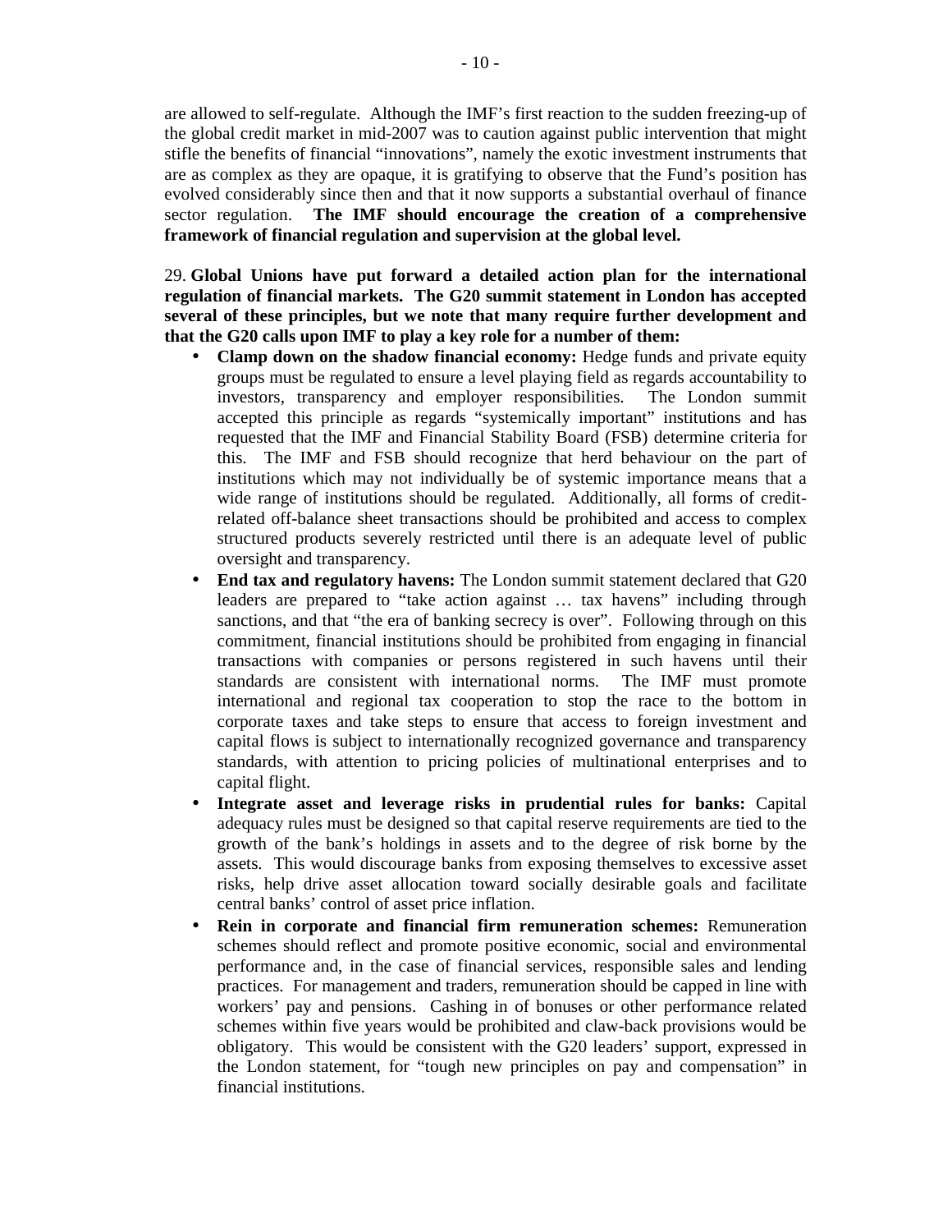are allowed to self-regulate. Although the IMF's first reaction to the sudden freezing-up of the global credit market in mid-2007 was to caution against public intervention that might stifle the benefits of financial "innovations", namely the exotic investment instruments that are as complex as they are opaque, it is gratifying to observe that the Fund's position has evolved considerably since then and that it now supports a substantial overhaul of finance sector regulation. **The IMF should encourage the creation of a comprehensive framework of financial regulation and supervision at the global level.**

29. **Global Unions have put forward a detailed action plan for the international regulation of financial markets. The G20 summit statement in London has accepted several of these principles, but we note that many require further development and that the G20 calls upon IMF to play a key role for a number of them:**

- **Clamp down on the shadow financial economy:** Hedge funds and private equity groups must be regulated to ensure a level playing field as regards accountability to investors, transparency and employer responsibilities. The London summit accepted this principle as regards "systemically important" institutions and has requested that the IMF and Financial Stability Board (FSB) determine criteria for this. The IMF and FSB should recognize that herd behaviour on the part of institutions which may not individually be of systemic importance means that a wide range of institutions should be regulated. Additionally, all forms of credit-related off-balance sheet transactions should be prohibited and access to complex structured products severely restricted until there is an adequate level of public oversight and transparency.
- **End tax and regulatory havens:** The London summit statement declared that G20 leaders are prepared to "take action against … tax havens" including through sanctions, and that "the era of banking secrecy is over". Following through on this commitment, financial institutions should be prohibited from engaging in financial transactions with companies or persons registered in such havens until their standards are consistent with international norms. The IMF must promote international and regional tax cooperation to stop the race to the bottom in corporate taxes and take steps to ensure that access to foreign investment and capital flows is subject to internationally recognized governance and transparency standards, with attention to pricing policies of multinational enterprises and to capital flight.
- **Integrate asset and leverage risks in prudential rules for banks:** Capital adequacy rules must be designed so that capital reserve requirements are tied to the growth of the bank's holdings in assets and to the degree of risk borne by the assets. This would discourage banks from exposing themselves to excessive asset risks, help drive asset allocation toward socially desirable goals and facilitate central banks' control of asset price inflation.
- **Rein in corporate and financial firm remuneration schemes:** Remuneration schemes should reflect and promote positive economic, social and environmental performance and, in the case of financial services, responsible sales and lending practices. For management and traders, remuneration should be capped in line with workers' pay and pensions. Cashing in of bonuses or other performance related schemes within five years would be prohibited and claw-back provisions would be obligatory. This would be consistent with the G20 leaders' support, expressed in the London statement, for "tough new principles on pay and compensation" in financial institutions.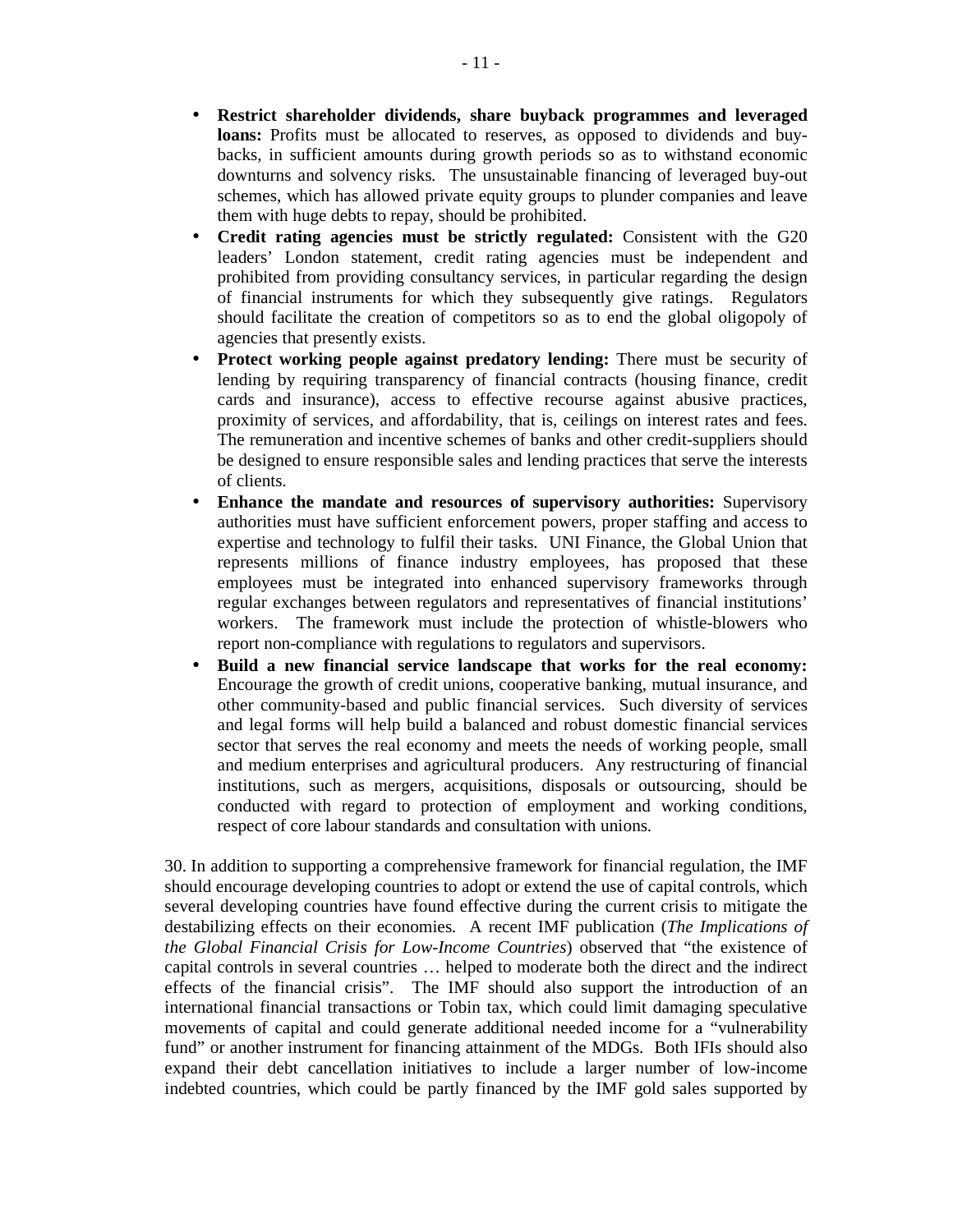- **Restrict shareholder dividends, share buyback programmes and leveraged loans:** Profits must be allocated to reserves, as opposed to dividends and buy-backs, in sufficient amounts during growth periods so as to withstand economic downturns and solvency risks. The unsustainable financing of leveraged buy-out schemes, which has allowed private equity groups to plunder companies and leave them with huge debts to repay, should be prohibited.
- **Credit rating agencies must be strictly regulated:** Consistent with the G20 leaders' London statement, credit rating agencies must be independent and prohibited from providing consultancy services, in particular regarding the design of financial instruments for which they subsequently give ratings. Regulators should facilitate the creation of competitors so as to end the global oligopoly of agencies that presently exists.
- **Protect working people against predatory lending:** There must be security of lending by requiring transparency of financial contracts (housing finance, credit cards and insurance), access to effective recourse against abusive practices, proximity of services, and affordability, that is, ceilings on interest rates and fees. The remuneration and incentive schemes of banks and other credit-suppliers should be designed to ensure responsible sales and lending practices that serve the interests of clients.
- **Enhance the mandate and resources of supervisory authorities:** Supervisory authorities must have sufficient enforcement powers, proper staffing and access to expertise and technology to fulfil their tasks. UNI Finance, the Global Union that represents millions of finance industry employees, has proposed that these employees must be integrated into enhanced supervisory frameworks through regular exchanges between regulators and representatives of financial institutions' workers. The framework must include the protection of whistle-blowers who report non-compliance with regulations to regulators and supervisors.
- **Build a new financial service landscape that works for the real economy:** Encourage the growth of credit unions, cooperative banking, mutual insurance, and other community-based and public financial services. Such diversity of services and legal forms will help build a balanced and robust domestic financial services sector that serves the real economy and meets the needs of working people, small and medium enterprises and agricultural producers. Any restructuring of financial institutions, such as mergers, acquisitions, disposals or outsourcing, should be conducted with regard to protection of employment and working conditions, respect of core labour standards and consultation with unions.

30. In addition to supporting a comprehensive framework for financial regulation, the IMF should encourage developing countries to adopt or extend the use of capital controls, which several developing countries have found effective during the current crisis to mitigate the destabilizing effects on their economies. A recent IMF publication (*The Implications of the Global Financial Crisis for Low-Income Countries*) observed that "the existence of capital controls in several countries … helped to moderate both the direct and the indirect effects of the financial crisis". The IMF should also support the introduction of an international financial transactions or Tobin tax, which could limit damaging speculative movements of capital and could generate additional needed income for a "vulnerability fund" or another instrument for financing attainment of the MDGs. Both IFIs should also expand their debt cancellation initiatives to include a larger number of low-income indebted countries, which could be partly financed by the IMF gold sales supported by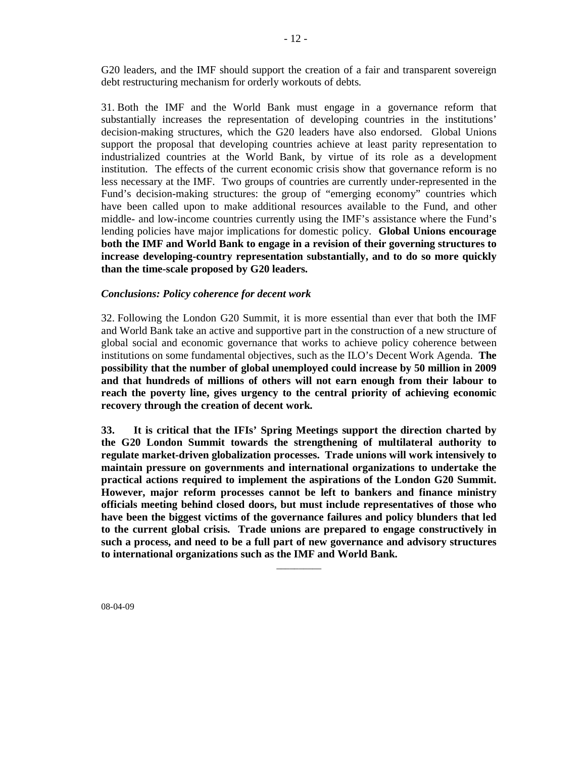G20 leaders, and the IMF should support the creation of a fair and transparent sovereign debt restructuring mechanism for orderly workouts of debts.

31. Both the IMF and the World Bank must engage in a governance reform that substantially increases the representation of developing countries in the institutions' decision-making structures, which the G20 leaders have also endorsed. Global Unions support the proposal that developing countries achieve at least parity representation to industrialized countries at the World Bank, by virtue of its role as a development institution. The effects of the current economic crisis show that governance reform is no less necessary at the IMF. Two groups of countries are currently under-represented in the Fund's decision-making structures: the group of "emerging economy" countries which have been called upon to make additional resources available to the Fund, and other middle- and low-income countries currently using the IMF's assistance where the Fund's lending policies have major implications for domestic policy. **Global Unions encourage both the IMF and World Bank to engage in a revision of their governing structures to increase developing-country representation substantially, and to do so more quickly than the time-scale proposed by G20 leaders.**

### *Conclusions: Policy coherence for decent work*

32. Following the London G20 Summit, it is more essential than ever that both the IMF and World Bank take an active and supportive part in the construction of a new structure of global social and economic governance that works to achieve policy coherence between institutions on some fundamental objectives, such as the ILO's Decent Work Agenda. **The possibility that the number of global unemployed could increase by 50 million in 2009 and that hundreds of millions of others will not earn enough from their labour to reach the poverty line, gives urgency to the central priority of achieving economic recovery through the creation of decent work.**

**33. It is critical that the IFIs' Spring Meetings support the direction charted by the G20 London Summit towards the strengthening of multilateral authority to regulate market-driven globalization processes. Trade unions will work intensively to maintain pressure on governments and international organizations to undertake the practical actions required to implement the aspirations of the London G20 Summit. However, major reform processes cannot be left to bankers and finance ministry officials meeting behind closed doors, but must include representatives of those who have been the biggest victims of the governance failures and policy blunders that led to the current global crisis. Trade unions are prepared to engage constructively in such a process, and need to be a full part of new governance and advisory structures to international organizations such as the IMF and World Bank.**

---

08-04-09